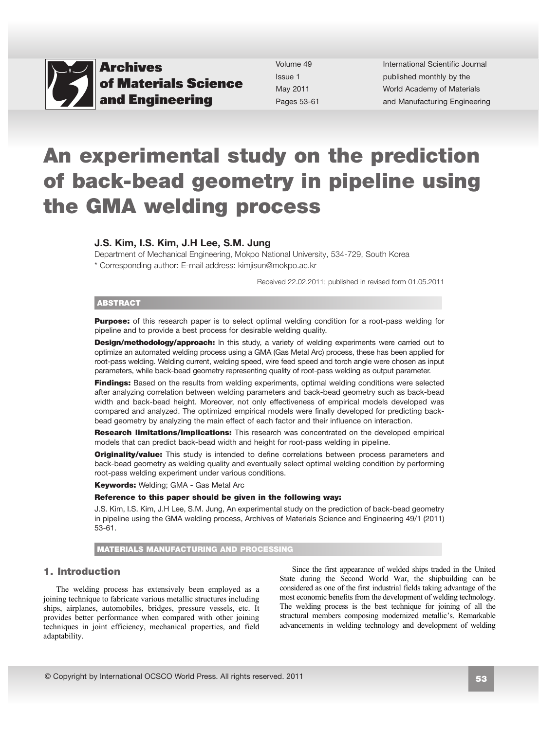# An experimental study on the prediction of back-bead geometry in pipeline using the GMA welding process

**J.S. Kim, I.S. Kim, J.H Lee, S.M. Jung**

Department of Mechanical Engineering, Mokpo National University, 534-729, South Korea

\* Corresponding author: E-mail address: kimjisun@mokpo.ac.kr

Received 22.02.2011; published in revised form 01.05.2011

## ABSTRACT

**Purpose:** of this research paper is to select optimal welding condition for a root-pass welding for pipeline and to provide a best process for desirable welding quality.

**Design/methodology/approach:** In this study, a variety of welding experiments were carried out to optimize an automated welding process using a GMA (Gas Metal Arc) process, these has been applied for root-pass welding. Welding current, welding speed, wire feed speed and torch angle were chosen as input parameters, while back-bead geometry representing quality of root-pass welding as output parameter.

**Findings:** Based on the results from welding experiments, optimal welding conditions were selected after analyzing correlation between welding parameters and back-bead geometry such as back-bead width and back-bead height. Moreover, not only effectiveness of empirical models developed was compared and analyzed. The optimized empirical models were finally developed for predicting back-bead geometry by analyzing the main effect of each factor and their influence on interaction.

**Research limitations/implications:** This research was concentrated on the developed empirical models that can predict back-bead width and height for root-pass welding in pipeline.

**Originality/value:** This study is intended to define correlations between process parameters and back-bead geometry as welding quality and eventually select optimal welding condition by performing root-pass welding experiment under various conditions.

**Keywords:** Welding; GMA - Gas Metal Arc

**Reference to this paper should be given in the following way:**

J.S. Kim, I.S. Kim, J.H Lee, S.M. Jung, An experimental study on the prediction of back-bead geometry in pipeline using the GMA welding process, Archives of Materials Science and Engineering 49/1 (2011) 53-61.

**MATERIALS MANUFACTURING AND PROCESSING**

## 1. Introduction

The welding process has extensively been employed as a joining technique to fabricate various metallic structures including ships, airplanes, automobiles, bridges, pressure vessels, etc. It provides better performance when compared with other joining techniques in joint efficiency, mechanical properties, and field adaptability.

Since the first appearance of welded ships traded in the United State during the Second World War, the shipbuilding can be considered as one of the first industrial fields taking advantage of the most economic benefits from the development of welding technology. The welding process is the best technique for joining of all the structural members composing modernized metallic's. Remarkable advancements in welding technology and development of welding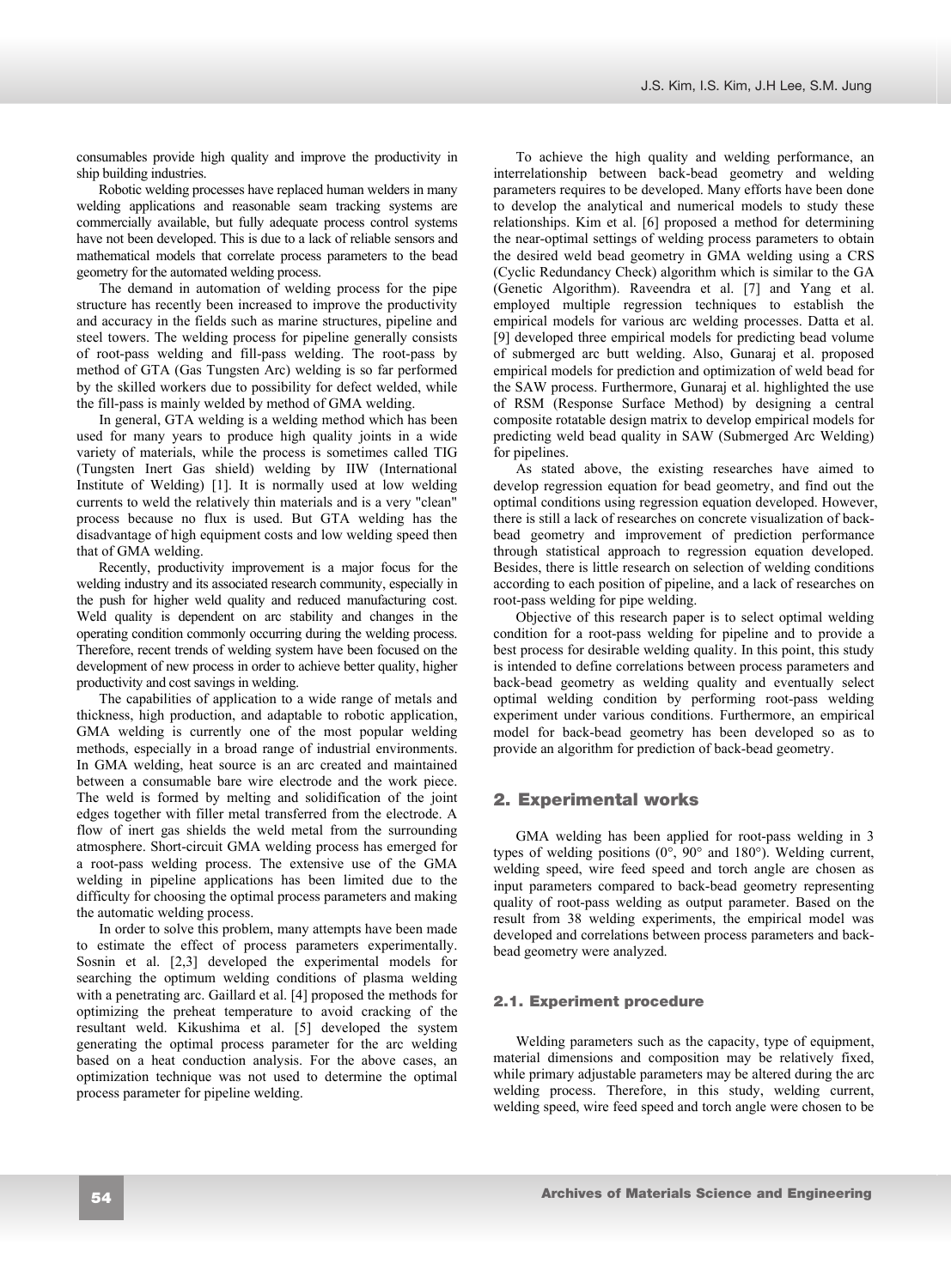consumables provide high quality and improve the productivity in ship building industries.

Robotic welding processes have replaced human welders in many welding applications and reasonable seam tracking systems are commercially available, but fully adequate process control systems have not been developed. This is due to a lack of reliable sensors and mathematical models that correlate process parameters to the bead geometry for the automated welding process.

The demand in automation of welding process for the pipe structure has recently been increased to improve the productivity and accuracy in the fields such as marine structures, pipeline and steel towers. The welding process for pipeline generally consists of root-pass welding and fill-pass welding. The root-pass by method of GTA (Gas Tungsten Arc) welding is so far performed by the skilled workers due to possibility for defect welded, while the fill-pass is mainly welded by method of GMA welding.

In general, GTA welding is a welding method which has been used for many years to produce high quality joints in a wide variety of materials, while the process is sometimes called TIG (Tungsten Inert Gas shield) welding by IIW (International Institute of Welding) [1]. It is normally used at low welding currents to weld the relatively thin materials and is a very "clean" process because no flux is used. But GTA welding has the disadvantage of high equipment costs and low welding speed then that of GMA welding.

Recently, productivity improvement is a major focus for the welding industry and its associated research community, especially in the push for higher weld quality and reduced manufacturing cost. Weld quality is dependent on arc stability and changes in the operating condition commonly occurring during the welding process. Therefore, recent trends of welding system have been focused on the development of new process in order to achieve better quality, higher productivity and cost savings in welding.

The capabilities of application to a wide range of metals and thickness, high production, and adaptable to robotic application, GMA welding is currently one of the most popular welding methods, especially in a broad range of industrial environments. In GMA welding, heat source is an arc created and maintained between a consumable bare wire electrode and the work piece. The weld is formed by melting and solidification of the joint edges together with filler metal transferred from the electrode. A flow of inert gas shields the weld metal from the surrounding atmosphere. Short-circuit GMA welding process has emerged for a root-pass welding process. The extensive use of the GMA welding in pipeline applications has been limited due to the difficulty for choosing the optimal process parameters and making the automatic welding process.

In order to solve this problem, many attempts have been made to estimate the effect of process parameters experimentally. Sosnin et al. [2,3] developed the experimental models for searching the optimum welding conditions of plasma welding with a penetrating arc. Gaillard et al. [4] proposed the methods for optimizing the preheat temperature to avoid cracking of the resultant weld. Kikushima et al. [5] developed the system generating the optimal process parameter for the arc welding based on a heat conduction analysis. For the above cases, an optimization technique was not used to determine the optimal process parameter for pipeline welding.

To achieve the high quality and welding performance, an interrelationship between back-bead geometry and welding parameters requires to be developed. Many efforts have been done to develop the analytical and numerical models to study these relationships. Kim et al. [6] proposed a method for determining the near-optimal settings of welding process parameters to obtain the desired weld bead geometry in GMA welding using a CRS (Cyclic Redundancy Check) algorithm which is similar to the GA (Genetic Algorithm). Raveendra et al. [7] and Yang et al. employed multiple regression techniques to establish the empirical models for various arc welding processes. Datta et al. [9] developed three empirical models for predicting bead volume of submerged arc butt welding. Also, Gunaraj et al. proposed empirical models for prediction and optimization of weld bead for the SAW process. Furthermore, Gunaraj et al. highlighted the use of RSM (Response Surface Method) by designing a central composite rotatable design matrix to develop empirical models for predicting weld bead quality in SAW (Submerged Arc Welding) for pipelines.

As stated above, the existing researches have aimed to develop regression equation for bead geometry, and find out the optimal conditions using regression equation developed. However, there is still a lack of researches on concrete visualization of back-bead geometry and improvement of prediction performance through statistical approach to regression equation developed. Besides, there is little research on selection of welding conditions according to each position of pipeline, and a lack of researches on root-pass welding for pipe welding.

Objective of this research paper is to select optimal welding condition for a root-pass welding for pipeline and to provide a best process for desirable welding quality. In this point, this study is intended to define correlations between process parameters and back-bead geometry as welding quality and eventually select optimal welding condition by performing root-pass welding experiment under various conditions. Furthermore, an empirical model for back-bead geometry has been developed so as to provide an algorithm for prediction of back-bead geometry.

## 2. Experimental works

GMA welding has been applied for root-pass welding in 3 types of welding positions (0°, 90° and 180°). Welding current, welding speed, wire feed speed and torch angle are chosen as input parameters compared to back-bead geometry representing quality of root-pass welding as output parameter. Based on the result from 38 welding experiments, the empirical model was developed and correlations between process parameters and back-bead geometry were analyzed.

### 2.1. Experiment procedure

Welding parameters such as the capacity, type of equipment, material dimensions and composition may be relatively fixed, while primary adjustable parameters may be altered during the arc welding process. Therefore, in this study, welding current, welding speed, wire feed speed and torch angle were chosen to be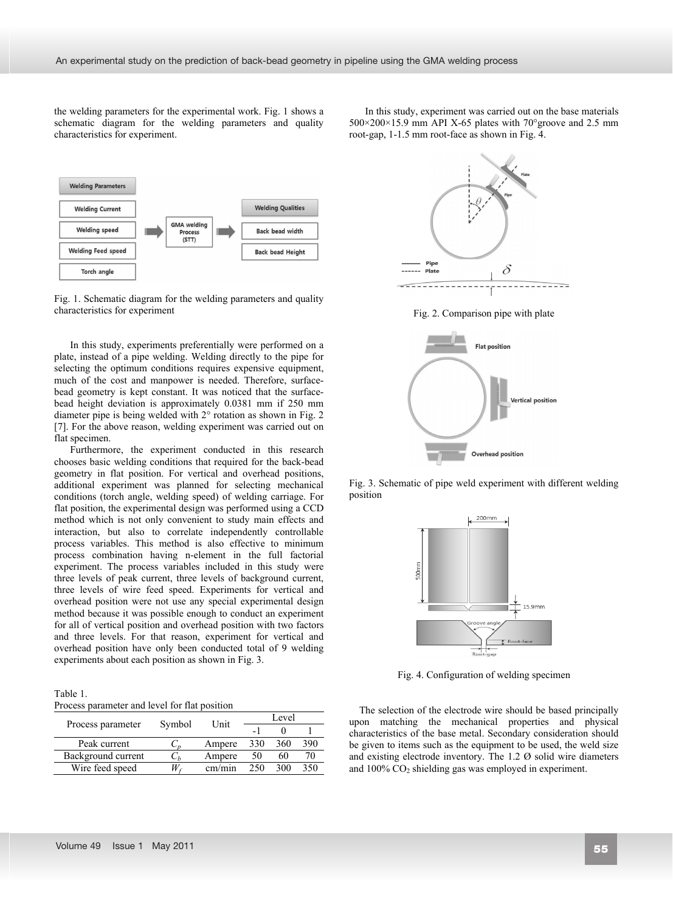the welding parameters for the experimental work. Fig. 1 shows a schematic diagram for the welding parameters and quality characteristics for experiment.

Fig. 1. Schematic diagram for the welding parameters and quality characteristics for experiment

In this study, experiments preferentially were performed on a plate, instead of a pipe welding. Welding directly to the pipe for selecting the optimum conditions requires expensive equipment, much of the cost and manpower is needed. Therefore, surface-bead geometry is kept constant. It was noticed that the surface-bead height deviation is approximately 0.0381 mm if 250 mm diameter pipe is being welded with 2° rotation as shown in Fig. 2 [7]. For the above reason, welding experiment was carried out on flat specimen.

Furthermore, the experiment conducted in this research chooses basic welding conditions that required for the back-bead geometry in flat position. For vertical and overhead positions, additional experiment was planned for selecting mechanical conditions (torch angle, welding speed) of welding carriage. For flat position, the experimental design was performed using a CCD method which is not only convenient to study main effects and interaction, but also to correlate independently controllable process variables. This method is also effective to minimum process combination having n-element in the full factorial experiment. The process variables included in this study were three levels of peak current, three levels of background current, three levels of wire feed speed. Experiments for vertical and overhead position were not use any special experimental design method because it was possible enough to conduct an experiment for all of vertical position and overhead position with two factors and three levels. For that reason, experiment for vertical and overhead position have only been conducted total of 9 welding experiments about each position as shown in Fig. 3.

Table 1.
Process parameter and level for flat position

| Process parameter | Symbol | Unit | Level | | |
|---|---|---|---|---|---|
| | | | -1 | 0 | 1 |
| Peak current | $C_p$ | Ampere | 330 | 360 | 390 |
| Background current | $C_b$ | Ampere | 50 | 60 | 70 |
| Wire feed speed | $W_f$ | cm/min | 250 | 300 | 350 |

In this study, experiment was carried out on the base materials 500×200×15.9 mm API X-65 plates with 70°groove and 2.5 mm root-gap, 1-1.5 mm root-face as shown in Fig. 4.

Fig. 2. Comparison pipe with plate

Fig. 3. Schematic of pipe weld experiment with different welding position

Fig. 4. Configuration of welding specimen

The selection of the electrode wire should be based principally upon matching the mechanical properties and physical characteristics of the base metal. Secondary consideration should be given to items such as the equipment to be used, the weld size and existing electrode inventory. The 1.2 Ø solid wire diameters and 100% $CO_2$ shielding gas was employed in experiment.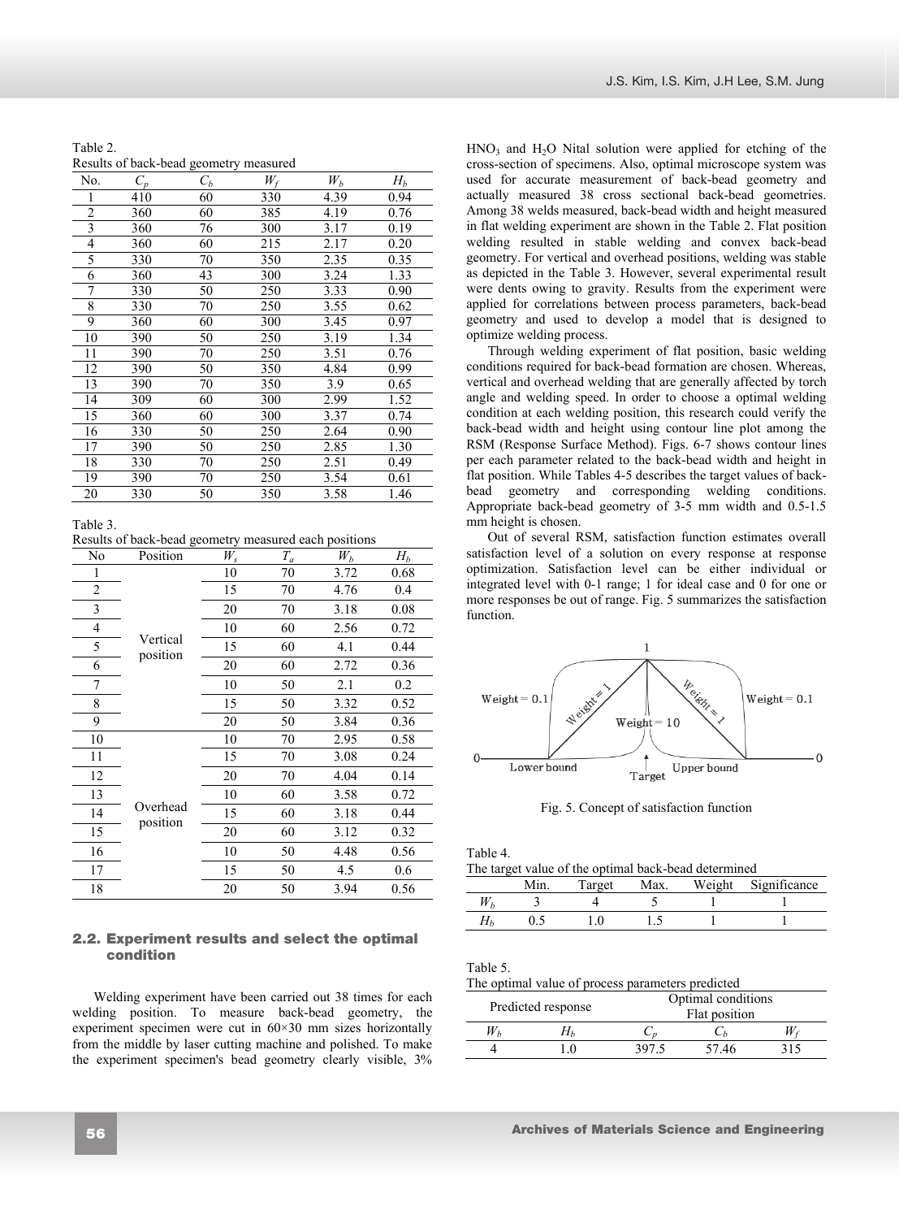Table 2.
Results of back-bead geometry measured

| No. | $C_p$ | $C_b$ | $W_f$ | $W_b$ | $H_b$ |
|---|---|---|---|---|---|
| 1 | 410 | 60 | 330 | 4.39 | 0.94 |
| 2 | 360 | 60 | 385 | 4.19 | 0.76 |
| 3 | 360 | 76 | 300 | 3.17 | 0.19 |
| 4 | 360 | 60 | 215 | 2.17 | 0.20 |
| 5 | 330 | 70 | 350 | 2.35 | 0.35 |
| 6 | 360 | 43 | 300 | 3.24 | 1.33 |
| 7 | 330 | 50 | 250 | 3.33 | 0.90 |
| 8 | 330 | 70 | 250 | 3.55 | 0.62 |
| 9 | 360 | 60 | 300 | 3.45 | 0.97 |
| 10 | 390 | 50 | 250 | 3.19 | 1.34 |
| 11 | 390 | 70 | 250 | 3.51 | 0.76 |
| 12 | 390 | 50 | 350 | 4.84 | 0.99 |
| 13 | 390 | 70 | 350 | 3.9 | 0.65 |
| 14 | 309 | 60 | 300 | 2.99 | 1.52 |
| 15 | 360 | 60 | 300 | 3.37 | 0.74 |
| 16 | 330 | 50 | 250 | 2.64 | 0.90 |
| 17 | 390 | 50 | 250 | 2.85 | 1.30 |
| 18 | 330 | 70 | 250 | 2.51 | 0.49 |
| 19 | 390 | 70 | 250 | 3.54 | 0.61 |
| 20 | 330 | 50 | 350 | 3.58 | 1.46 |

Table 3.
Results of back-bead geometry measured each positions

| No | Position | $W_s$ | $T_a$ | $W_b$ | $H_b$ |
|---|---|---|---|---|---|
| 1 | Vertical position | 10 | 70 | 3.72 | 0.68 |
| 2 | | 15 | 70 | 4.76 | 0.4 |
| 3 | | 20 | 70 | 3.18 | 0.08 |
| 4 | | 10 | 60 | 2.56 | 0.72 |
| 5 | | 15 | 60 | 4.1 | 0.44 |
| 6 | | 20 | 60 | 2.72 | 0.36 |
| 7 | | 10 | 50 | 2.1 | 0.2 |
| 8 | | 15 | 50 | 3.32 | 0.52 |
| 9 | | 20 | 50 | 3.84 | 0.36 |
| 10 | Overhead position | 10 | 70 | 2.95 | 0.58 |
| 11 | | 15 | 70 | 3.08 | 0.24 |
| 12 | | 20 | 70 | 4.04 | 0.14 |
| 13 | | 10 | 60 | 3.58 | 0.72 |
| 14 | | 15 | 60 | 3.18 | 0.44 |
| 15 | | 20 | 60 | 3.12 | 0.32 |
| 16 | | 10 | 50 | 4.48 | 0.56 |
| 17 | | 15 | 50 | 4.5 | 0.6 |
| 18 | | 20 | 50 | 3.94 | 0.56 |

## 2.2. Experiment results and select the optimal condition

Welding experiment have been carried out 38 times for each welding position. To measure back-bead geometry, the experiment specimen were cut in 60×30 mm sizes horizontally from the middle by laser cutting machine and polished. To make the experiment specimen's bead geometry clearly visible, 3% $HNO_3$ and $H_2O$ Nital solution were applied for etching of the cross-section of specimens. Also, optimal microscope system was used for accurate measurement of back-bead geometry and actually measured 38 cross sectional back-bead geometries. Among 38 welds measured, back-bead width and height measured in flat welding experiment are shown in the Table 2. Flat position welding resulted in stable welding and convex back-bead geometry. For vertical and overhead positions, welding was stable as depicted in the Table 3. However, several experimental result were dents owing to gravity. Results from the experiment were applied for correlations between process parameters, back-bead geometry and used to develop a model that is designed to optimize welding process.

Through welding experiment of flat position, basic welding conditions required for back-bead formation are chosen. Whereas, vertical and overhead welding that are generally affected by torch angle and welding speed. In order to choose a optimal welding condition at each welding position, this research could verify the back-bead width and height using contour line plot among the RSM (Response Surface Method). Figs. 6-7 shows contour lines per each parameter related to the back-bead width and height in flat position. While Tables 4-5 describes the target values of back-bead geometry and corresponding welding conditions. Appropriate back-bead geometry of 3-5 mm width and 0.5-1.5 mm height is chosen.

Out of several RSM, satisfaction function estimates overall satisfaction level of a solution on every response at response optimization. Satisfaction level can be either individual or integrated level with 0-1 range; 1 for ideal case and 0 for one or more responses be out of range. Fig. 5 summarizes the satisfaction function.

Fig. 5. Concept of satisfaction function

Table 4.
The target value of the optimal back-bead determined

| | Min. | Target | Max. | Weight | Significance |
|---|---|---|---|---|---|
| $W_b$ | 3 | 4 | 5 | 1 | 1 |
| $H_b$ | 0.5 | 1.0 | 1.5 | 1 | 1 |

Table 5.
The optimal value of process parameters predicted

| Predicted response | | Optimal conditions Flat position | | |
|---|---|---|---|---|
| $W_b$ | $H_b$ | $C_p$ | $C_b$ | $W_f$ |
| 4 | 1.0 | 397.5 | 57.46 | 315 |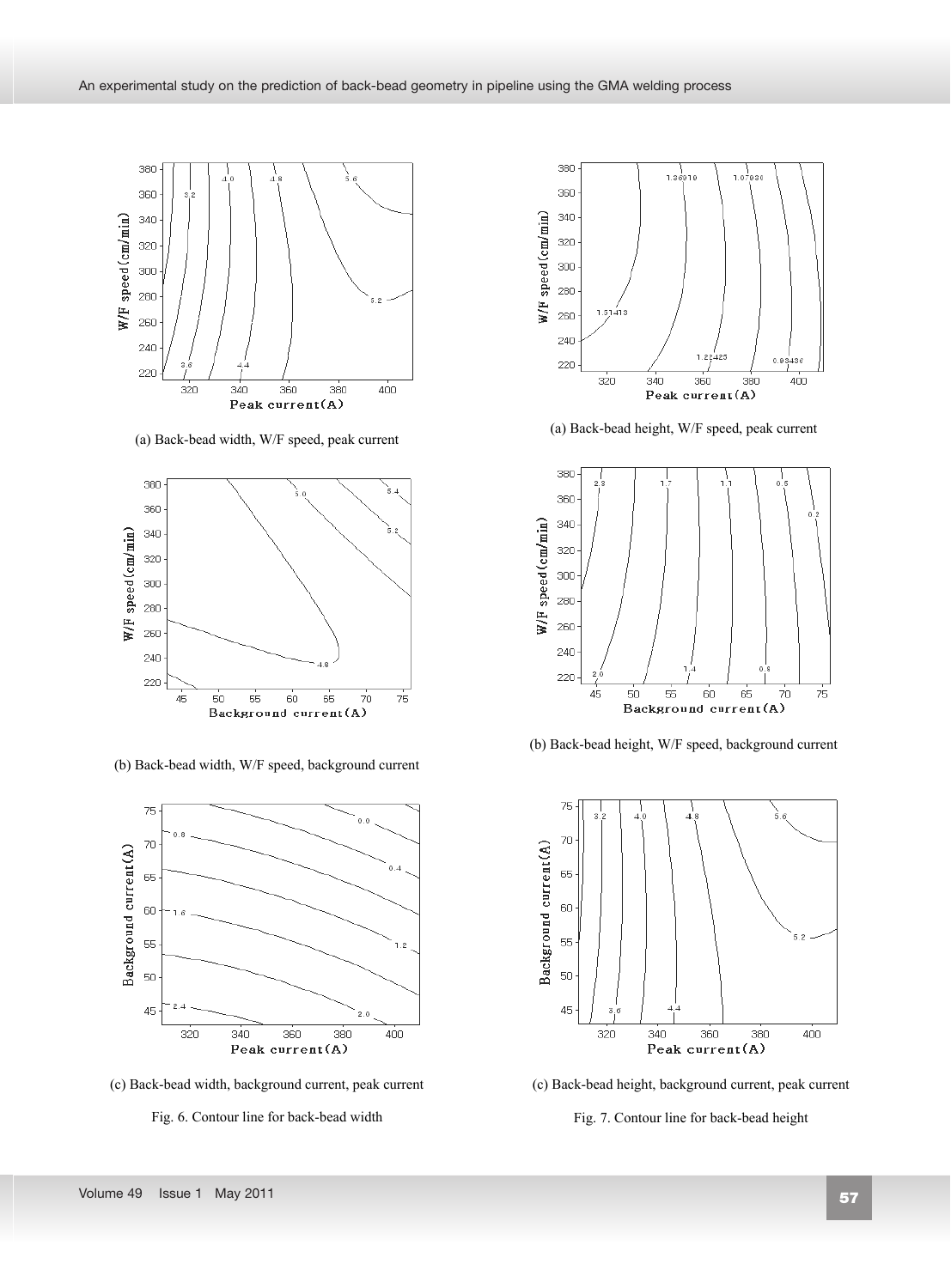(a) Back-bead width, W/F speed, peak current

(b) Back-bead width, W/F speed, background current

(c) Back-bead width, background current, peak current

Fig. 6. Contour line for back-bead width

(a) Back-bead height, W/F speed, peak current

(b) Back-bead height, W/F speed, background current

(c) Back-bead height, background current, peak current

Fig. 7. Contour line for back-bead height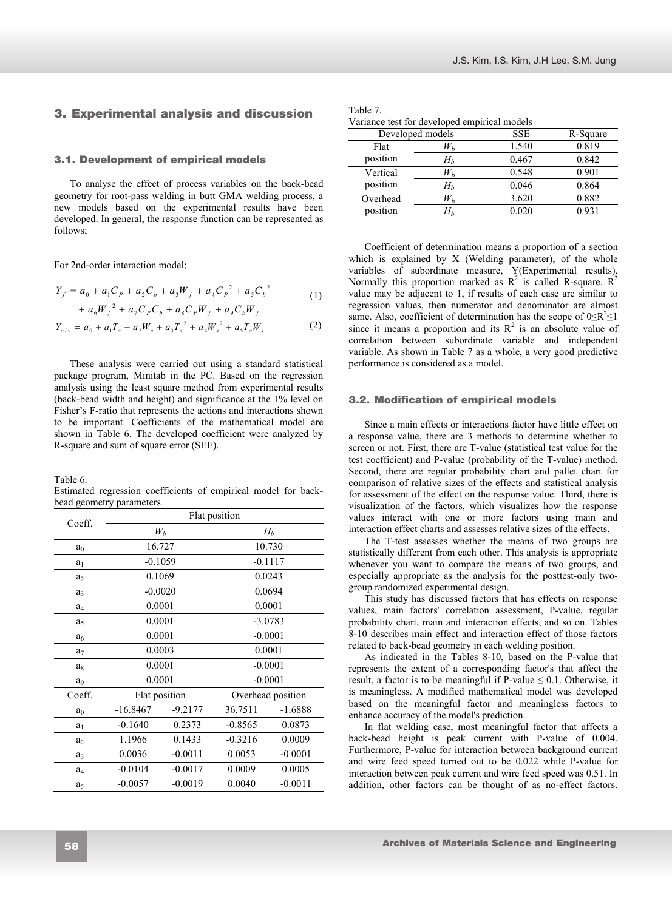## 3. Experimental analysis and discussion

### 3.1. Development of empirical models

To analyse the effect of process variables on the back-bead geometry for root-pass welding in butt GMA welding process, a new models based on the experimental results have been developed. In general, the response function can be represented as follows;

For 2nd-order interaction model;

$$Y_f = a_0 + a_1 C_P + a_2 C_b + a_3 W_f + a_4 C_P^2 + a_5 C_b^2 + a_6 W_f^2 + a_7 C_P C_b + a_8 C_P W_f + a_9 C_b W_f \quad (1)$$

$$Y_{o/v} = a_0 + a_1 T_a + a_2 W_s + a_3 T_a^2 + a_4 W_s^2 + a_5 T_a W_s \quad (2)$$

These analysis were carried out using a standard statistical package program, Minitab in the PC. Based on the regression analysis using the least square method from experimental results (back-bead width and height) and significance at the 1% level on Fisher's F-ratio that represents the actions and interactions shown to be important. Coefficients of the mathematical model are shown in Table 6. The developed coefficient were analyzed by R-square and sum of square error (SEE).

Table 6.
Estimated regression coefficients of empirical model for back-bead geometry parameters

| Coeff. | Flat position | | | |
|---|---|---|---|---|
| | $W_b$ | | $H_b$ | |
| $a_0$ | 16.727 | | 10.730 | |
| $a_1$ | -0.1059 | | -0.1117 | |
| $a_2$ | 0.1069 | | 0.0243 | |
| $a_3$ | -0.0020 | | 0.0694 | |
| $a_4$ | 0.0001 | | 0.0001 | |
| $a_5$ | 0.0001 | | -3.0783 | |
| $a_6$ | 0.0001 | | -0.0001 | |
| $a_7$ | 0.0003 | | 0.0001 | |
| $a_8$ | 0.0001 | | -0.0001 | |
| $a_9$ | 0.0001 | | -0.0001 | |
| Coeff. | Flat position | | Overhead position | |
| $a_0$ | -16.8467 | -9.2177 | 36.7511 | -1.6888 |
| $a_1$ | -0.1640 | 0.2373 | -0.8565 | 0.0873 |
| $a_2$ | 1.1966 | 0.1433 | -0.3216 | 0.0009 |
| $a_3$ | 0.0036 | -0.0011 | 0.0053 | -0.0001 |
| $a_4$ | -0.0104 | -0.0017 | 0.0009 | 0.0005 |
| $a_5$ | -0.0057 | -0.0019 | 0.0040 | -0.0011 |

Table 7.
Variance test for developed empirical models

| Developed models | | SSE | R-Square |
|---|---|---|---|
| Flat position | $W_b$ | 1.540 | 0.819 |
| | $H_b$ | 0.467 | 0.842 |
| Vertical position | $W_b$ | 0.548 | 0.901 |
| | $H_b$ | 0.046 | 0.864 |
| Overhead position | $W_b$ | 3.620 | 0.882 |
| | $H_b$ | 0.020 | 0.931 |

Coefficient of determination means a proportion of a section which is explained by X (Welding parameter), of the whole variables of subordinate measure, Y(Experimental results). Normally this proportion marked as $R^2$ is called R-square. $R^2$ value may be adjacent to 1, if results of each case are similar to regression values, then numerator and denominator are almost same. Also, coefficient of determination has the scope of $0 \leq R^2 \leq 1$ since it means a proportion and its $R^2$ is an absolute value of correlation between subordinate variable and independent variable. As shown in Table 7 as a whole, a very good predictive performance is considered as a model.

### 3.2. Modification of empirical models

Since a main effects or interactions factor have little effect on a response value, there are 3 methods to determine whether to screen or not. First, there are T-value (statistical test value for the test coefficient) and P-value (probability of the T-value) method. Second, there are regular probability chart and pallet chart for comparison of relative sizes of the effects and statistical analysis for assessment of the effect on the response value. Third, there is visualization of the factors, which visualizes how the response values interact with one or more factors using main and interaction effect charts and assesses relative sizes of the effects.

The T-test assesses whether the means of two groups are statistically different from each other. This analysis is appropriate whenever you want to compare the means of two groups, and especially appropriate as the analysis for the posttest-only two-group randomized experimental design.

This study has discussed factors that has effects on response values, main factors' correlation assessment, P-value, regular probability chart, main and interaction effects, and so on. Tables 8-10 describes main effect and interaction effect of those factors related to back-bead geometry in each welding position.

As indicated in the Tables 8-10, based on the P-value that represents the extent of a corresponding factor's that affect the result, a factor is to be meaningful if P-value ≤ 0.1. Otherwise, it is meaningless. A modified mathematical model was developed based on the meaningful factor and meaningless factors to enhance accuracy of the model's prediction.

In flat welding case, most meaningful factor that affects a back-bead height is peak current with P-value of 0.004. Furthermore, P-value for interaction between background current and wire feed speed turned out to be 0.022 while P-value for interaction between peak current and wire feed speed was 0.51. In addition, other factors can be thought of as no-effect factors.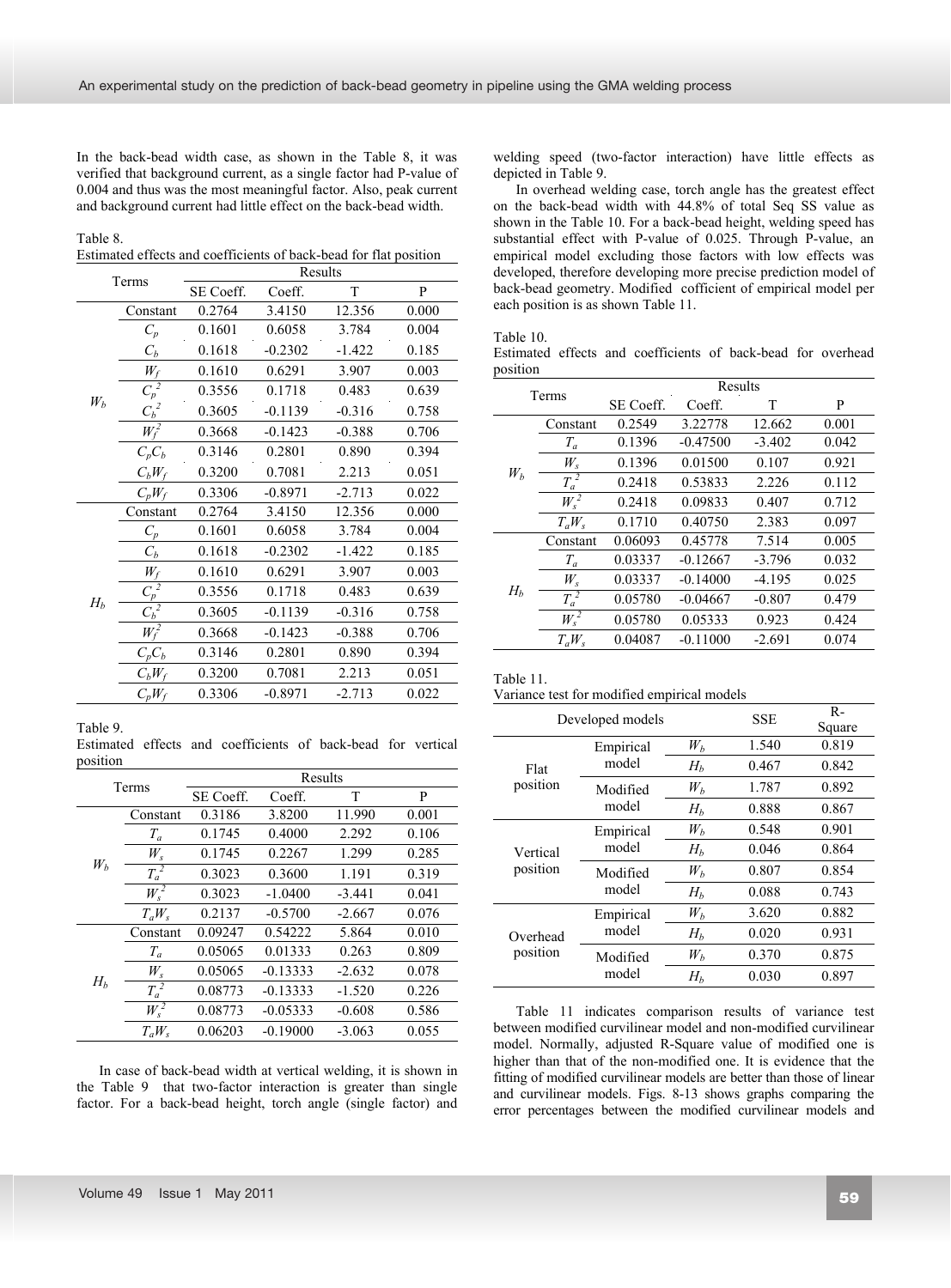In the back-bead width case, as shown in the Table 8, it was verified that background current, as a single factor had P-value of 0.004 and thus was the most meaningful factor. Also, peak current and background current had little effect on the back-bead width.

Table 8.
Estimated effects and coefficients of back-bead for flat position

| Terms | | Results | | | |
|---|---|---|---|---|---|
| | | SE Coeff. | Coeff. | T | P |
| $W_b$ | Constant | 0.2764 | 3.4150 | 12.356 | 0.000 |
| | $C_p$ | 0.1601 | 0.6058 | 3.784 | 0.004 |
| | $C_b$ | 0.1618 | -0.2302 | -1.422 | 0.185 |
| | $W_f$ | 0.1610 | 0.6291 | 3.907 | 0.003 |
| | $C_p^2$ | 0.3556 | 0.1718 | 0.483 | 0.639 |
| | $C_b^2$ | 0.3605 | -0.1139 | -0.316 | 0.758 |
| | $W_f^2$ | 0.3668 | -0.1423 | -0.388 | 0.706 |
| | $C_pC_b$ | 0.3146 | 0.2801 | 0.890 | 0.394 |
| | $C_bW_f$ | 0.3200 | 0.7081 | 2.213 | 0.051 |
| | $C_pW_f$ | 0.3306 | -0.8971 | -2.713 | 0.022 |
| $H_b$ | Constant | 0.2764 | 3.4150 | 12.356 | 0.000 |
| | $C_p$ | 0.1601 | 0.6058 | 3.784 | 0.004 |
| | $C_b$ | 0.1618 | -0.2302 | -1.422 | 0.185 |
| | $W_f$ | 0.1610 | 0.6291 | 3.907 | 0.003 |
| | $C_p^2$ | 0.3556 | 0.1718 | 0.483 | 0.639 |
| | $C_b^2$ | 0.3605 | -0.1139 | -0.316 | 0.758 |
| | $W_f^2$ | 0.3668 | -0.1423 | -0.388 | 0.706 |
| | $C_pC_b$ | 0.3146 | 0.2801 | 0.890 | 0.394 |
| | $C_bW_f$ | 0.3200 | 0.7081 | 2.213 | 0.051 |
| | $C_pW_f$ | 0.3306 | -0.8971 | -2.713 | 0.022 |

Table 9.
Estimated effects and coefficients of back-bead for vertical position

| Terms | | Results | | | |
|---|---|---|---|---|---|
| | | SE Coeff. | Coeff. | T | P |
| $W_b$ | Constant | 0.3186 | 3.8200 | 11.990 | 0.001 |
| | $T_a$ | 0.1745 | 0.4000 | 2.292 | 0.106 |
| | $W_s$ | 0.1745 | 0.2267 | 1.299 | 0.285 |
| | $T_a^2$ | 0.3023 | 0.3600 | 1.191 | 0.319 |
| | $W_s^2$ | 0.3023 | -1.0400 | -3.441 | 0.041 |
| | $T_aW_s$ | 0.2137 | -0.5700 | -2.667 | 0.076 |
| $H_b$ | Constant | 0.09247 | 0.54222 | 5.864 | 0.010 |
| | $T_a$ | 0.05065 | 0.01333 | 0.263 | 0.809 |
| | $W_s$ | 0.05065 | -0.13333 | -2.632 | 0.078 |
| | $T_a^2$ | 0.08773 | -0.13333 | -1.520 | 0.226 |
| | $W_s^2$ | 0.08773 | -0.05333 | -0.608 | 0.586 |
| | $T_aW_s$ | 0.06203 | -0.19000 | -3.063 | 0.055 |

In case of back-bead width at vertical welding, it is shown in the Table 9 that two-factor interaction is greater than single factor. For a back-bead height, torch angle (single factor) and welding speed (two-factor interaction) have little effects as depicted in Table 9.

In overhead welding case, torch angle has the greatest effect on the back-bead width with 44.8% of total Seq SS value as shown in the Table 10. For a back-bead height, welding speed has substantial effect with P-value of 0.025. Through P-value, an empirical model excluding those factors with low effects was developed, therefore developing more precise prediction model of back-bead geometry. Modified cofficient of empirical model per each position is as shown Table 11.

Table 10.
Estimated effects and coefficients of back-bead for overhead position

| Terms | | Results | | | |
|---|---|---|---|---|---|
| | | SE Coeff. | Coeff. | T | P |
| $W_b$ | Constant | 0.2549 | 3.22778 | 12.662 | 0.001 |
| | $T_a$ | 0.1396 | -0.47500 | -3.402 | 0.042 |
| | $W_s$ | 0.1396 | 0.01500 | 0.107 | 0.921 |
| | $T_a^2$ | 0.2418 | 0.53833 | 2.226 | 0.112 |
| | $W_s^2$ | 0.2418 | 0.09833 | 0.407 | 0.712 |
| | $T_aW_s$ | 0.1710 | 0.40750 | 2.383 | 0.097 |
| $H_b$ | Constant | 0.06093 | 0.45778 | 7.514 | 0.005 |
| | $T_a$ | 0.03337 | -0.12667 | -3.796 | 0.032 |
| | $W_s$ | 0.03337 | -0.14000 | -4.195 | 0.025 |
| | $T_a^2$ | 0.05780 | -0.04667 | -0.807 | 0.479 |
| | $W_s^2$ | 0.05780 | 0.05333 | 0.923 | 0.424 |
| | $T_aW_s$ | 0.04087 | -0.11000 | -2.691 | 0.074 |

Table 11.
Variance test for modified empirical models

| Developed models | | | SSE | R-Square |
|---|---|---|---|---|
| Flat position | Empirical model | $W_b$ | 1.540 | 0.819 |
| | | $H_b$ | 0.467 | 0.842 |
| | Modified model | $W_b$ | 1.787 | 0.892 |
| | | $H_b$ | 0.888 | 0.867 |
| Vertical position | Empirical model | $W_b$ | 0.548 | 0.901 |
| | | $H_b$ | 0.046 | 0.864 |
| | Modified model | $W_b$ | 0.807 | 0.854 |
| | | $H_b$ | 0.088 | 0.743 |
| Overhead position | Empirical model | $W_b$ | 3.620 | 0.882 |
| | | $H_b$ | 0.020 | 0.931 |
| | Modified model | $W_b$ | 0.370 | 0.875 |
| | | $H_b$ | 0.030 | 0.897 |

Table 11 indicates comparison results of variance test between modified curvilinear model and non-modified curvilinear model. Normally, adjusted R-Square value of modified one is higher than that of the non-modified one. It is evidence that the fitting of modified curvilinear models are better than those of linear and curvilinear models. Figs. 8-13 shows graphs comparing the error percentages between the modified curvilinear models and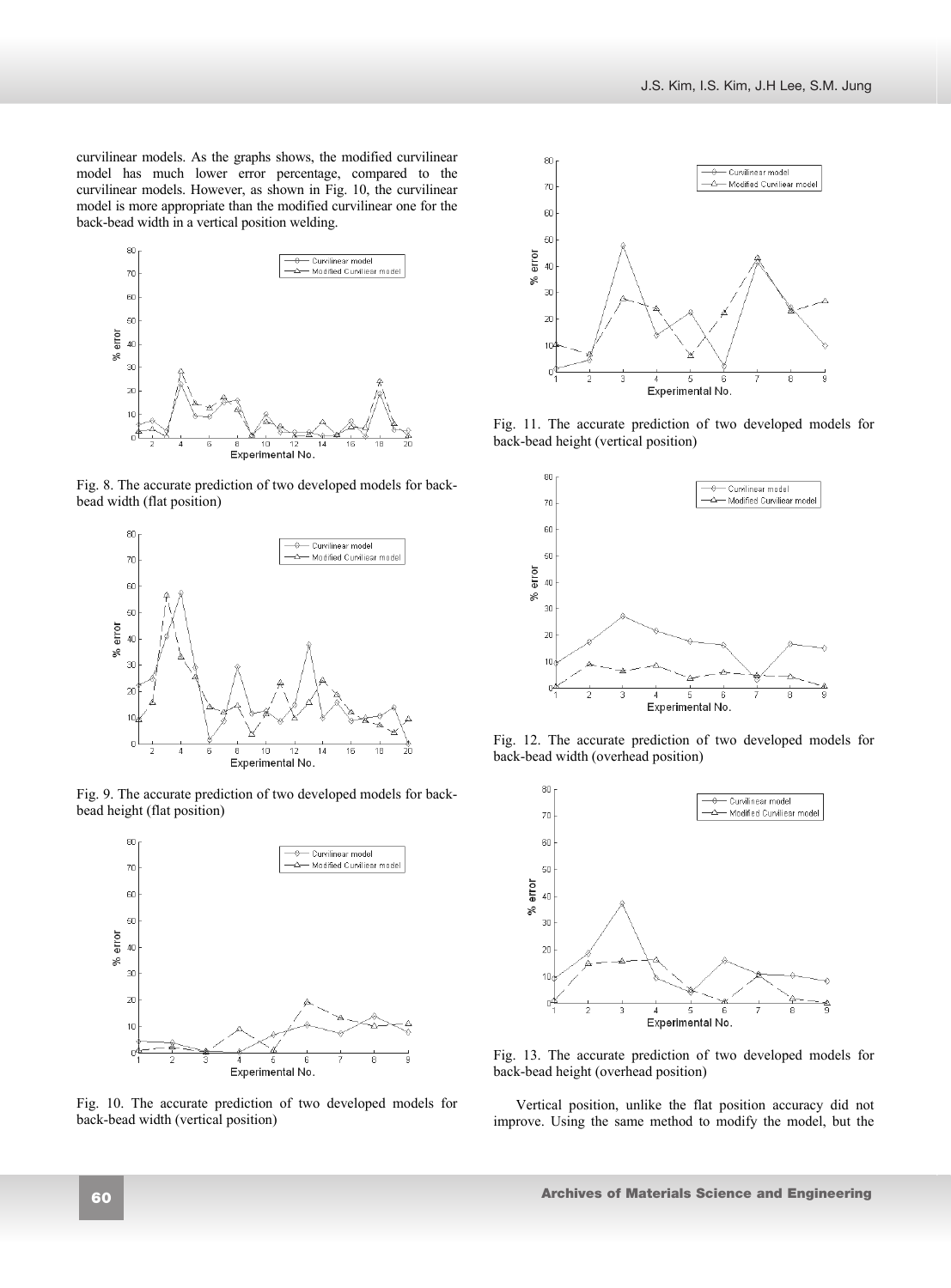curvilinear models. As the graphs shows, the modified curvilinear model has much lower error percentage, compared to the curvilinear models. However, as shown in Fig. 10, the curvilinear model is more appropriate than the modified curvilinear one for the back-bead width in a vertical position welding.

Fig. 8. The accurate prediction of two developed models for back-bead width (flat position)

Fig. 9. The accurate prediction of two developed models for back-bead height (flat position)

Fig. 10. The accurate prediction of two developed models for back-bead width (vertical position)

Fig. 11. The accurate prediction of two developed models for back-bead height (vertical position)

Fig. 12. The accurate prediction of two developed models for back-bead width (overhead position)

Fig. 13. The accurate prediction of two developed models for back-bead height (overhead position)

Vertical position, unlike the flat position accuracy did not improve. Using the same method to modify the model, but the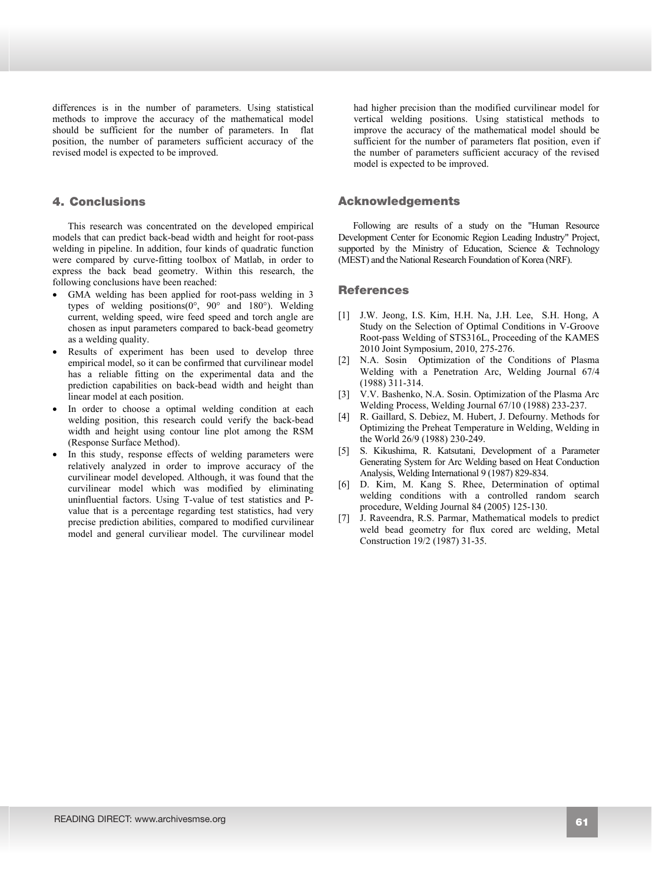differences is in the number of parameters. Using statistical methods to improve the accuracy of the mathematical model should be sufficient for the number of parameters. In flat position, the number of parameters sufficient accuracy of the revised model is expected to be improved.

## 4. Conclusions

This research was concentrated on the developed empirical models that can predict back-bead width and height for root-pass welding in pipeline. In addition, four kinds of quadratic function were compared by curve-fitting toolbox of Matlab, in order to express the back bead geometry. Within this research, the following conclusions have been reached:

- GMA welding has been applied for root-pass welding in 3 types of welding positions(0°, 90° and 180°). Welding current, welding speed, wire feed speed and torch angle are chosen as input parameters compared to back-bead geometry as a welding quality.
- Results of experiment has been used to develop three empirical model, so it can be confirmed that curvilinear model has a reliable fitting on the experimental data and the prediction capabilities on back-bead width and height than linear model at each position.
- In order to choose a optimal welding condition at each welding position, this research could verify the back-bead width and height using contour line plot among the RSM (Response Surface Method).
- In this study, response effects of welding parameters were relatively analyzed in order to improve accuracy of the curvilinear model developed. Although, it was found that the curvilinear model which was modified by eliminating uninfluential factors. Using T-value of test statistics and P-value that is a percentage regarding test statistics, had very precise prediction abilities, compared to modified curvilinear model and general curviliear model. The curvilinear model had higher precision than the modified curvilinear model for vertical welding positions. Using statistical methods to improve the accuracy of the mathematical model should be sufficient for the number of parameters flat position, even if the number of parameters sufficient accuracy of the revised model is expected to be improved.

## Acknowledgements

Following are results of a study on the "Human Resource Development Center for Economic Region Leading Industry" Project, supported by the Ministry of Education, Science & Technology (MEST) and the National Research Foundation of Korea (NRF).

## References

[1] J.W. Jeong, I.S. Kim, H.H. Na, J.H. Lee, S.H. Hong, A Study on the Selection of Optimal Conditions in V-Groove Root-pass Welding of STS316L, Proceeding of the KAMES 2010 Joint Symposium, 2010, 275-276.

[2] N.A. Sosin Optimization of the Conditions of Plasma Welding with a Penetration Arc, Welding Journal 67/4 (1988) 311-314.

[3] V.V. Bashenko, N.A. Sosin. Optimization of the Plasma Arc Welding Process, Welding Journal 67/10 (1988) 233-237.

[4] R. Gaillard, S. Debiez, M. Hubert, J. Defourny. Methods for Optimizing the Preheat Temperature in Welding, Welding in the World 26/9 (1988) 230-249.

[5] S. Kikushima, R. Katsutani, Development of a Parameter Generating System for Arc Welding based on Heat Conduction Analysis, Welding International 9 (1987) 829-834.

[6] D. Kim, M. Kang S. Rhee, Determination of optimal welding conditions with a controlled random search procedure, Welding Journal 84 (2005) 125-130.

[7] J. Raveendra, R.S. Parmar, Mathematical models to predict weld bead geometry for flux cored arc welding, Metal Construction 19/2 (1987) 31-35.